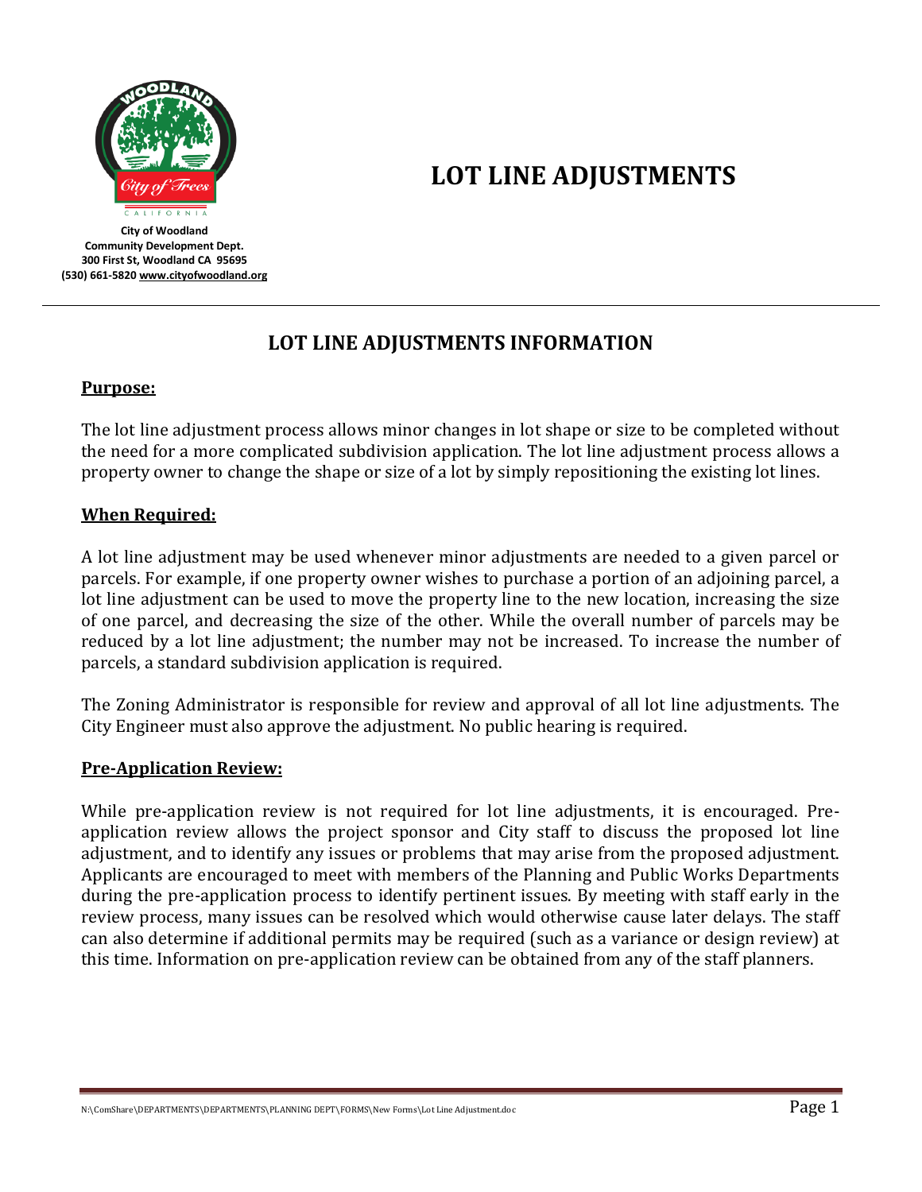City of Woodland
Community Development Dept.
300 First St, Woodland CA 95695
(530) 661-5820 www.cityofwoodland.org

# LOT LINE ADJUSTMENTS

## LOT LINE ADJUSTMENTS INFORMATION

### Purpose:

The lot line adjustment process allows minor changes in lot shape or size to be completed without the need for a more complicated subdivision application. The lot line adjustment process allows a property owner to change the shape or size of a lot by simply repositioning the existing lot lines.

### When Required:

A lot line adjustment may be used whenever minor adjustments are needed to a given parcel or parcels. For example, if one property owner wishes to purchase a portion of an adjoining parcel, a lot line adjustment can be used to move the property line to the new location, increasing the size of one parcel, and decreasing the size of the other. While the overall number of parcels may be reduced by a lot line adjustment; the number may not be increased. To increase the number of parcels, a standard subdivision application is required.

The Zoning Administrator is responsible for review and approval of all lot line adjustments. The City Engineer must also approve the adjustment. No public hearing is required.

### Pre-Application Review:

While pre-application review is not required for lot line adjustments, it is encouraged. Pre-application review allows the project sponsor and City staff to discuss the proposed lot line adjustment, and to identify any issues or problems that may arise from the proposed adjustment. Applicants are encouraged to meet with members of the Planning and Public Works Departments during the pre-application process to identify pertinent issues. By meeting with staff early in the review process, many issues can be resolved which would otherwise cause later delays. The staff can also determine if additional permits may be required (such as a variance or design review) at this time. Information on pre-application review can be obtained from any of the staff planners.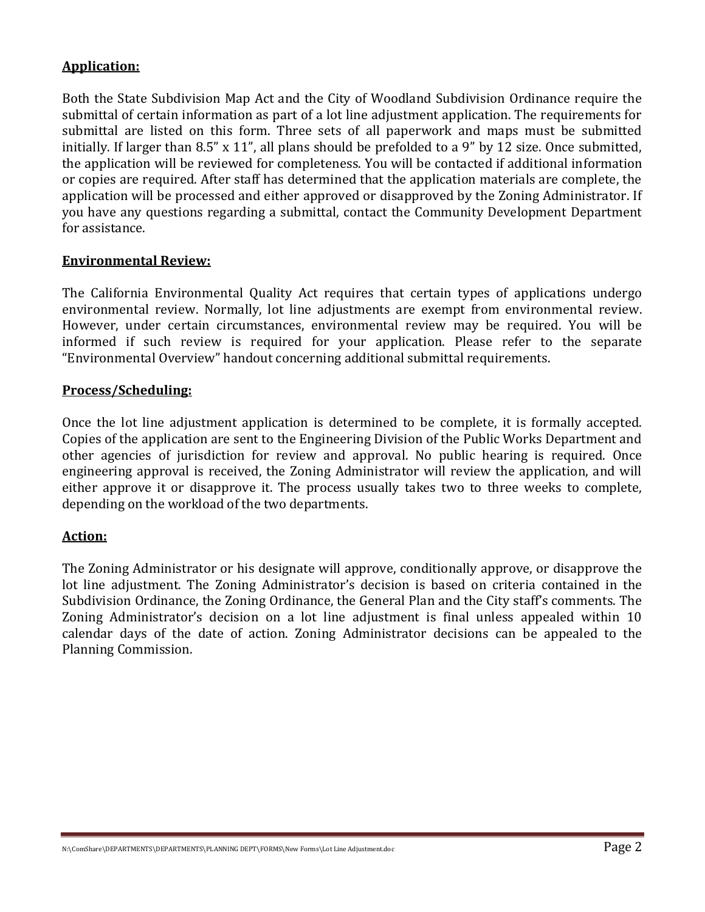**Application:**

Both the State Subdivision Map Act and the City of Woodland Subdivision Ordinance require the submittal of certain information as part of a lot line adjustment application. The requirements for submittal are listed on this form. Three sets of all paperwork and maps must be submitted initially. If larger than 8.5" x 11", all plans should be prefolded to a 9" by 12 size. Once submitted, the application will be reviewed for completeness. You will be contacted if additional information or copies are required. After staff has determined that the application materials are complete, the application will be processed and either approved or disapproved by the Zoning Administrator. If you have any questions regarding a submittal, contact the Community Development Department for assistance.

**Environmental Review:**

The California Environmental Quality Act requires that certain types of applications undergo environmental review. Normally, lot line adjustments are exempt from environmental review. However, under certain circumstances, environmental review may be required. You will be informed if such review is required for your application. Please refer to the separate "Environmental Overview" handout concerning additional submittal requirements.

**Process/Scheduling:**

Once the lot line adjustment application is determined to be complete, it is formally accepted. Copies of the application are sent to the Engineering Division of the Public Works Department and other agencies of jurisdiction for review and approval. No public hearing is required. Once engineering approval is received, the Zoning Administrator will review the application, and will either approve it or disapprove it. The process usually takes two to three weeks to complete, depending on the workload of the two departments.

**Action:**

The Zoning Administrator or his designate will approve, conditionally approve, or disapprove the lot line adjustment. The Zoning Administrator's decision is based on criteria contained in the Subdivision Ordinance, the Zoning Ordinance, the General Plan and the City staff's comments. The Zoning Administrator's decision on a lot line adjustment is final unless appealed within 10 calendar days of the date of action. Zoning Administrator decisions can be appealed to the Planning Commission.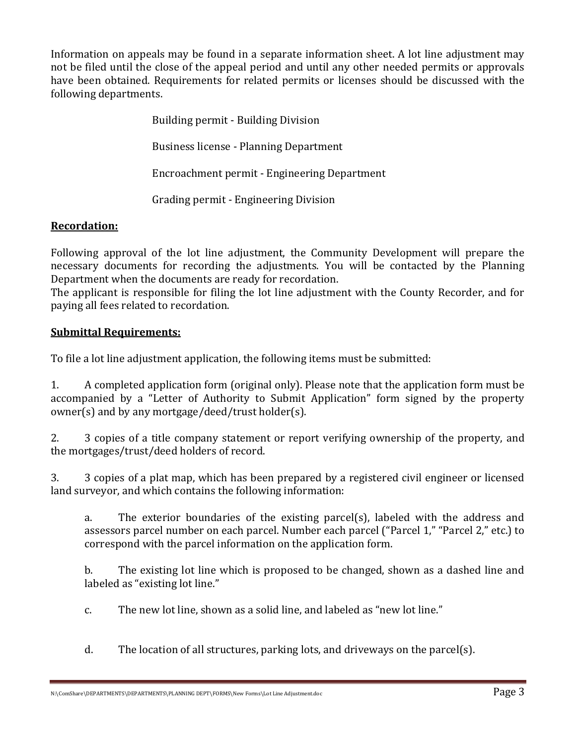Information on appeals may be found in a separate information sheet. A lot line adjustment may not be filed until the close of the appeal period and until any other needed permits or approvals have been obtained. Requirements for related permits or licenses should be discussed with the following departments.

Building permit - Building Division

Business license - Planning Department

Encroachment permit - Engineering Department

Grading permit - Engineering Division

**Recordation:**

Following approval of the lot line adjustment, the Community Development will prepare the necessary documents for recording the adjustments. You will be contacted by the Planning Department when the documents are ready for recordation.
The applicant is responsible for filing the lot line adjustment with the County Recorder, and for paying all fees related to recordation.

**Submittal Requirements:**

To file a lot line adjustment application, the following items must be submitted:

1. A completed application form (original only). Please note that the application form must be accompanied by a "Letter of Authority to Submit Application" form signed by the property owner(s) and by any mortgage/deed/trust holder(s).

2. 3 copies of a title company statement or report verifying ownership of the property, and the mortgages/trust/deed holders of record.

3. 3 copies of a plat map, which has been prepared by a registered civil engineer or licensed land surveyor, and which contains the following information:

    a. The exterior boundaries of the existing parcel(s), labeled with the address and assessors parcel number on each parcel. Number each parcel ("Parcel 1," "Parcel 2," etc.) to correspond with the parcel information on the application form.

    b. The existing lot line which is proposed to be changed, shown as a dashed line and labeled as "existing lot line."

    c. The new lot line, shown as a solid line, and labeled as "new lot line."

    d. The location of all structures, parking lots, and driveways on the parcel(s).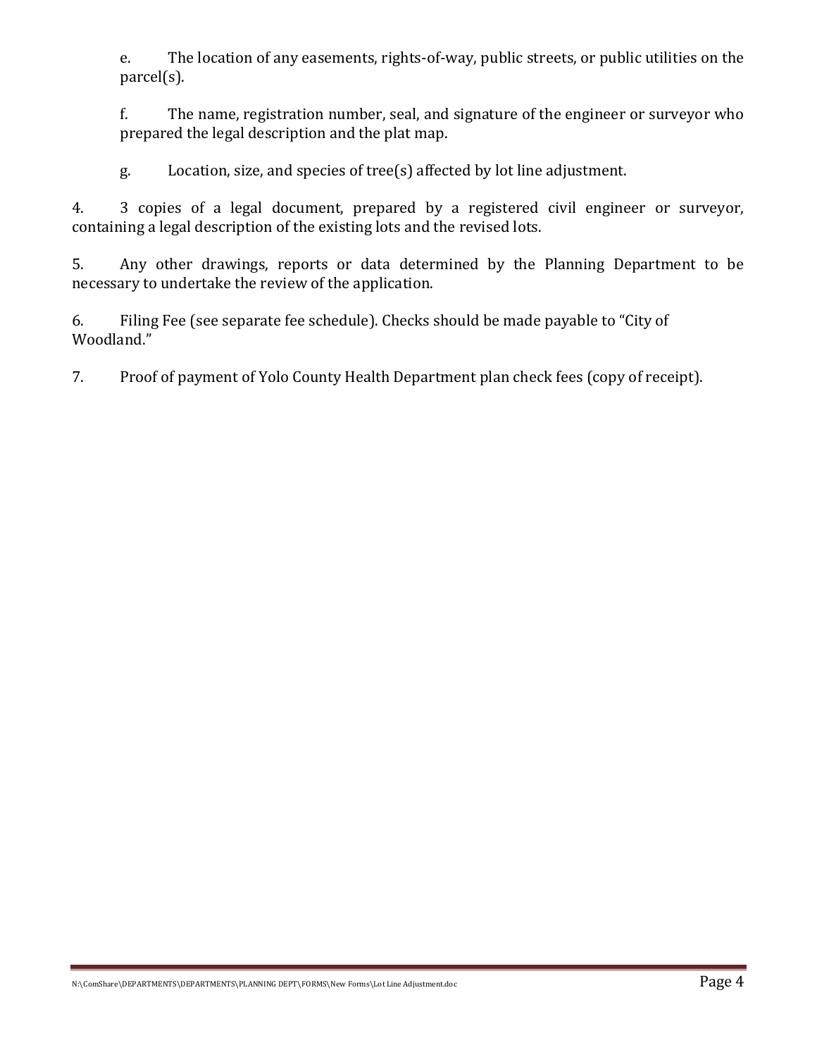e. The location of any easements, rights-of-way, public streets, or public utilities on the parcel(s).

f. The name, registration number, seal, and signature of the engineer or surveyor who prepared the legal description and the plat map.

g. Location, size, and species of tree(s) affected by lot line adjustment.

4. 3 copies of a legal document, prepared by a registered civil engineer or surveyor, containing a legal description of the existing lots and the revised lots.

5. Any other drawings, reports or data determined by the Planning Department to be necessary to undertake the review of the application.

6. Filing Fee (see separate fee schedule). Checks should be made payable to "City of Woodland."

7. Proof of payment of Yolo County Health Department plan check fees (copy of receipt).